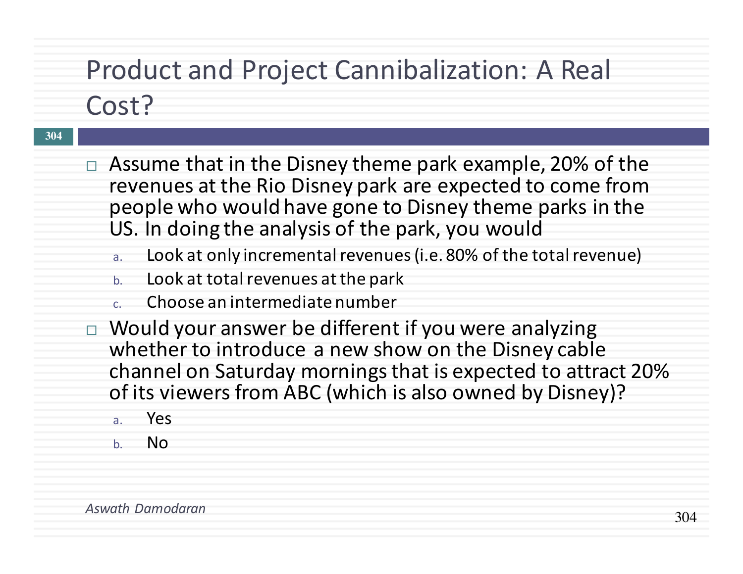# Product and Project Cannibalization: A Real Cost?

- Assume that in the Disney theme park example, 20% of the revenues at the Rio Disney park are expected to come from people who would have gone to Disney theme parks in the US. In doing the analysis of the park, you would
  a. Look at only incremental revenues (i.e. 80% of the total revenue)
  b. Look at total revenues at the park
  c. Choose an intermediate number
- Would your answer be different if you were analyzing whether to introduce a new show on the Disney cable channel on Saturday mornings that is expected to attract 20% of its viewers from ABC (which is also owned by Disney)?
  a. Yes
  b. No

*Aswath Damodaran*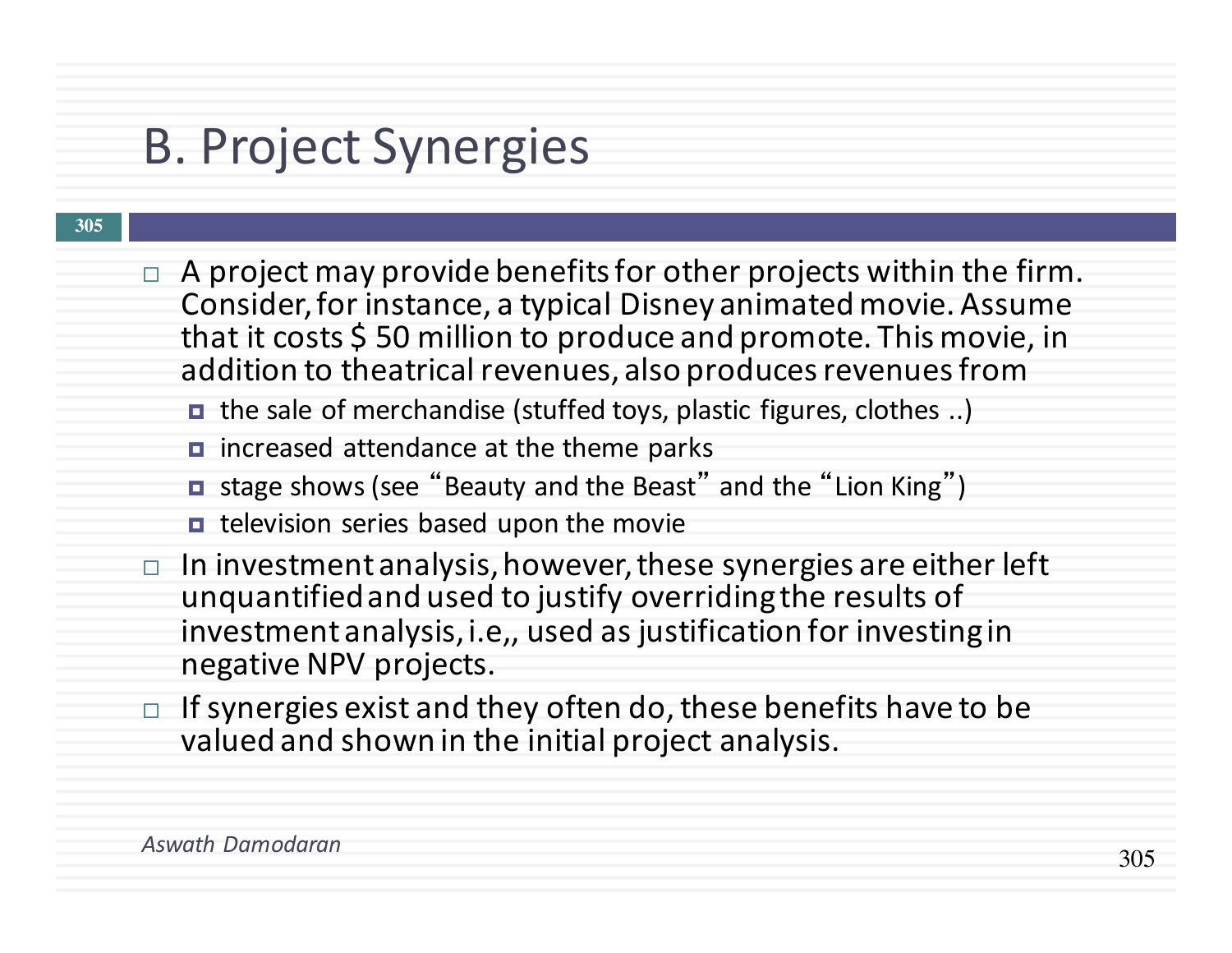# B. Project Synergies

- A project may provide benefits for other projects within the firm. Consider, for instance, a typical Disney animated movie. Assume that it costs $ 50 million to produce and promote. This movie, in addition to theatrical revenues, also produces revenues from
  - the sale of merchandise (stuffed toys, plastic figures, clothes ..)
  - increased attendance at the theme parks
  - stage shows (see "Beauty and the Beast" and the "Lion King")
  - television series based upon the movie
- In investment analysis, however, these synergies are either left unquantified and used to justify overriding the results of investment analysis, i.e,, used as justification for investing in negative NPV projects.
- If synergies exist and they often do, these benefits have to be valued and shown in the initial project analysis.

*Aswath Damodaran*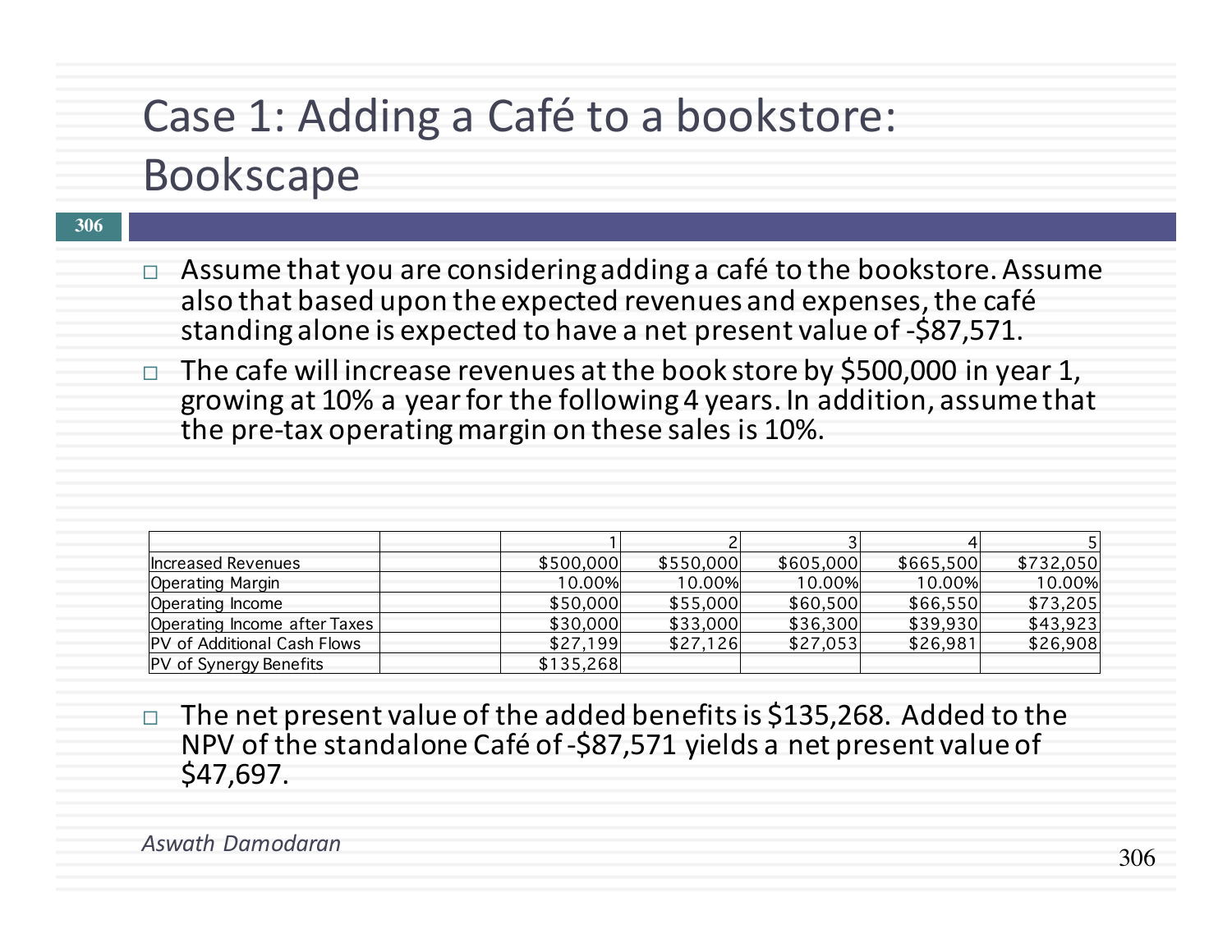# Case 1: Adding a Café to a bookstore: Bookscape

- Assume that you are considering adding a café to the bookstore. Assume also that based upon the expected revenues and expenses, the café standing alone is expected to have a net present value of -$87,571.
- The cafe will increase revenues at the book store by $500,000 in year 1, growing at 10% a year for the following 4 years. In addition, assume that the pre-tax operating margin on these sales is 10%.

| | | 1 | 2 | 3 | 4 | 5 |
|---|---|---|---|---|---|---|
| Increased Revenues | | $500,000 | $550,000 | $605,000 | $665,500 | $732,050 |
| Operating Margin | | 10.00% | 10.00% | 10.00% | 10.00% | 10.00% |
| Operating Income | | $50,000 | $55,000 | $60,500 | $66,550 | $73,205 |
| Operating Income after Taxes | | $30,000 | $33,000 | $36,300 | $39,930 | $43,923 |
| PV of Additional Cash Flows | | $27,199 | $27,126 | $27,053 | $26,981 | $26,908 |
| PV of Synergy Benefits | | $135,268 | | | | |

- The net present value of the added benefits is $135,268. Added to the NPV of the standalone Café of -$87,571 yields a net present value of $47,697.

*Aswath Damodaran*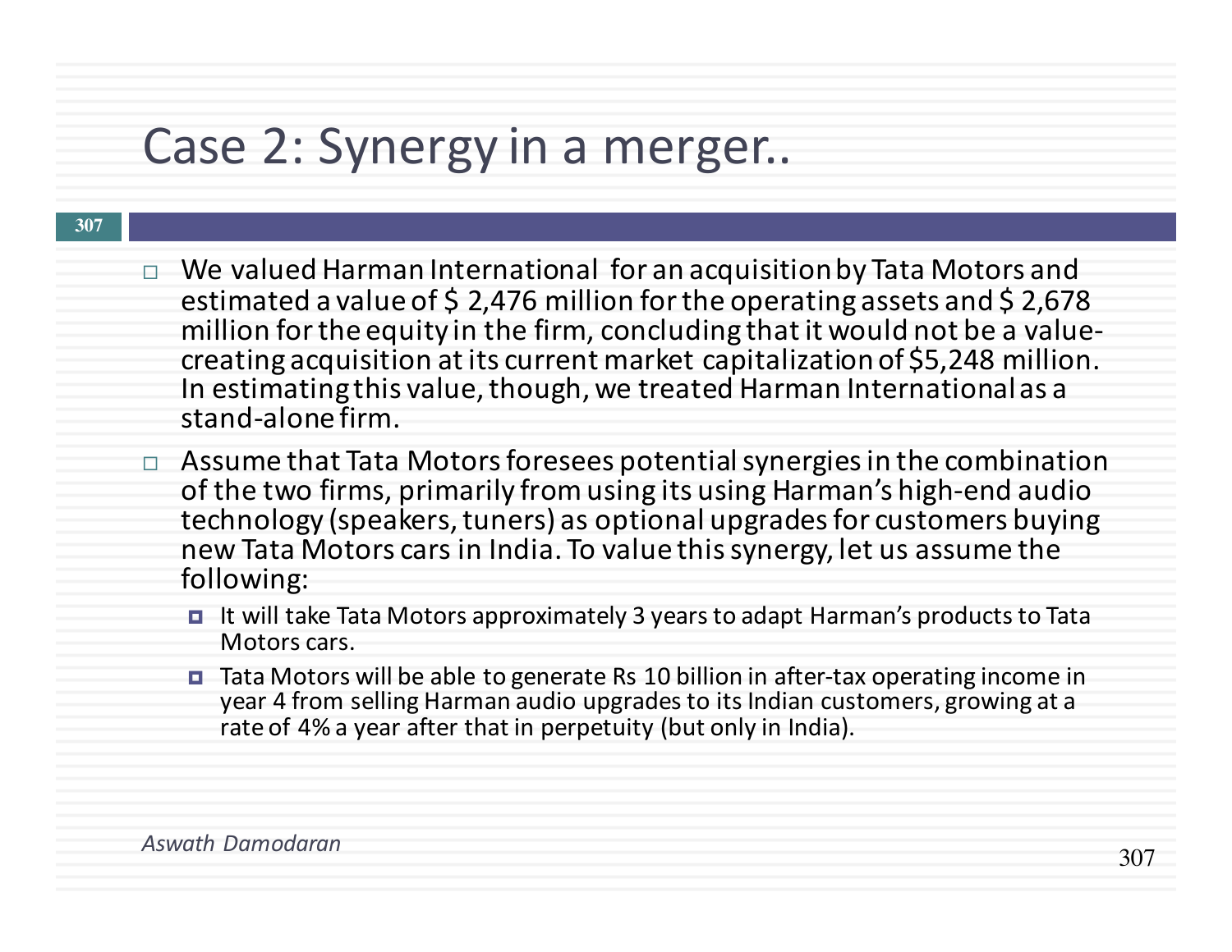# Case 2: Synergy in a merger..

- We valued Harman International for an acquisition by Tata Motors and estimated a value of $ 2,476 million for the operating assets and $ 2,678 million for the equity in the firm, concluding that it would not be a value-creating acquisition at its current market capitalization of $5,248 million. In estimating this value, though, we treated Harman International as a stand-alone firm.
- Assume that Tata Motors foresees potential synergies in the combination of the two firms, primarily from using its using Harman's high-end audio technology (speakers, tuners) as optional upgrades for customers buying new Tata Motors cars in India. To value this synergy, let us assume the following:
  - It will take Tata Motors approximately 3 years to adapt Harman's products to Tata Motors cars.
  - Tata Motors will be able to generate Rs 10 billion in after-tax operating income in year 4 from selling Harman audio upgrades to its Indian customers, growing at a rate of 4% a year after that in perpetuity (but only in India).

*Aswath Damodaran*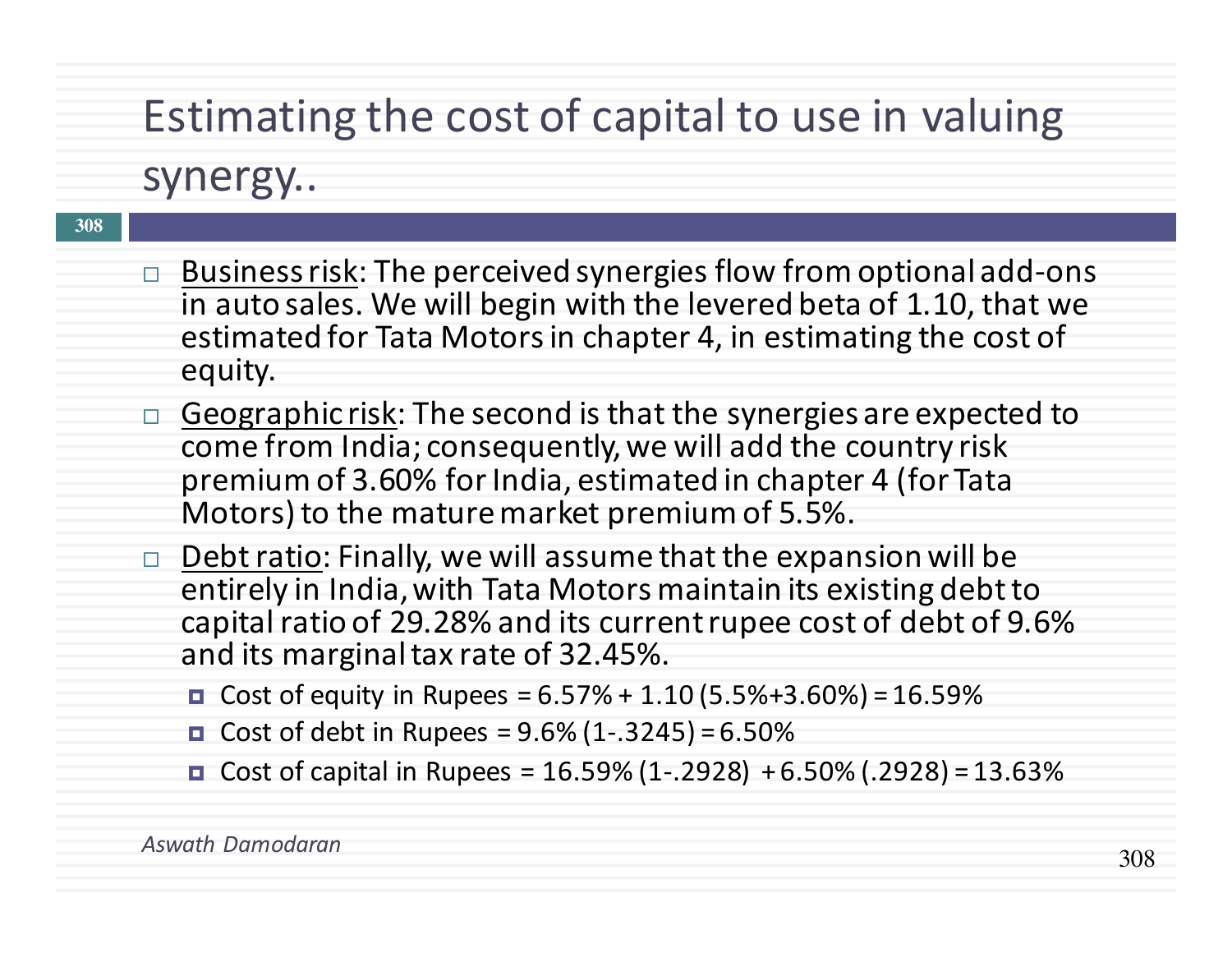# Estimating the cost of capital to use in valuing synergy..

- <u>Business risk</u>: The perceived synergies flow from optional add-ons in auto sales. We will begin with the levered beta of 1.10, that we estimated for Tata Motors in chapter 4, in estimating the cost of equity.
- <u>Geographic risk</u>: The second is that the synergies are expected to come from India; consequently, we will add the country risk premium of 3.60% for India, estimated in chapter 4 (for Tata Motors) to the mature market premium of 5.5%.
- <u>Debt ratio</u>: Finally, we will assume that the expansion will be entirely in India, with Tata Motors maintain its existing debt to capital ratio of 29.28% and its current rupee cost of debt of 9.6% and its marginal tax rate of 32.45%.
  - Cost of equity in Rupees = 6.57% + 1.10 (5.5%+3.60%) = 16.59%
  - Cost of debt in Rupees = 9.6% (1-.3245) = 6.50%
  - Cost of capital in Rupees = 16.59% (1-.2928) + 6.50% (.2928) = 13.63%

*Aswath Damodaran*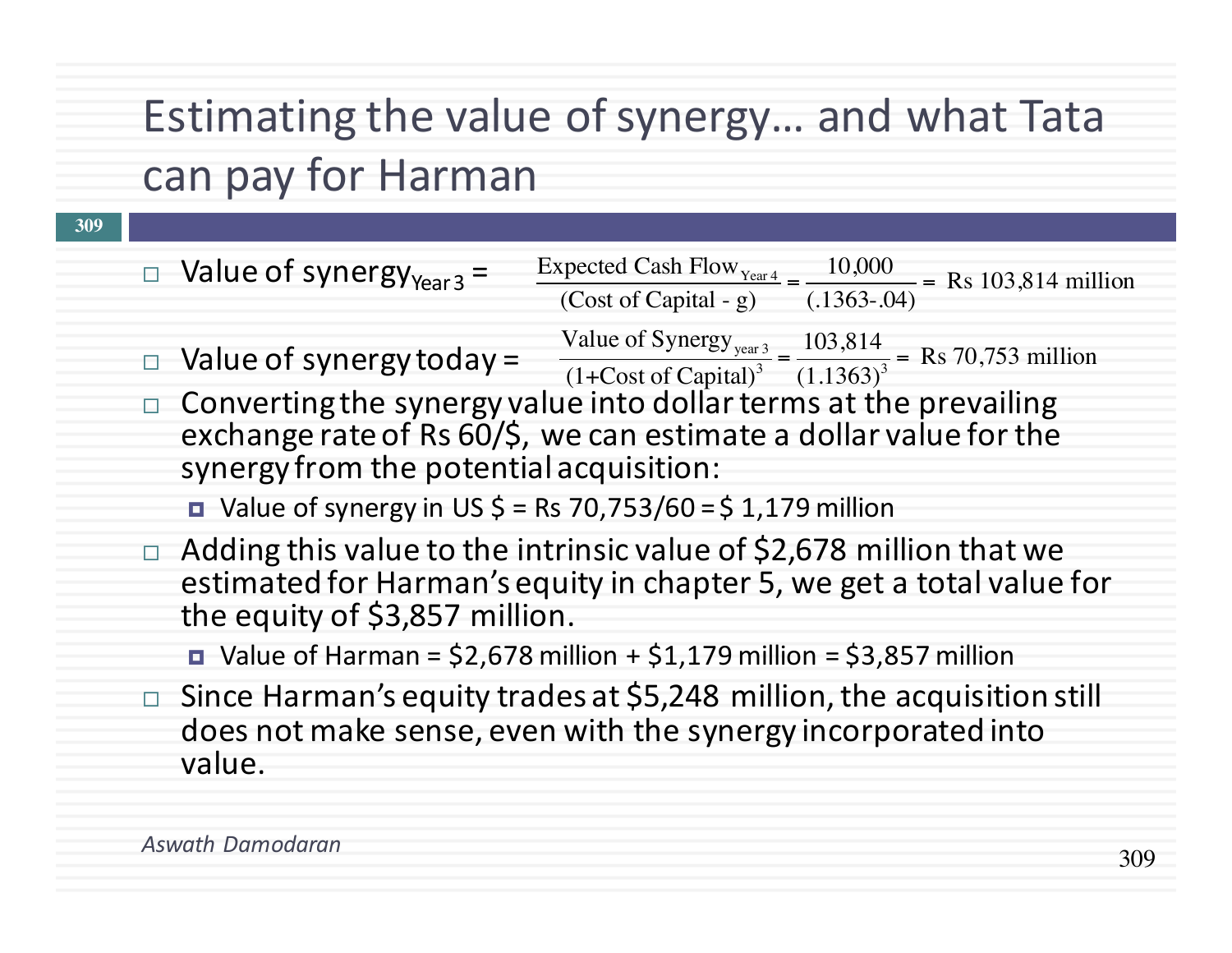# Estimating the value of synergy… and what Tata can pay for Harman

- Value of $\text{synergy}_{\text{Year 3}}$ = $\frac{\text{Expected Cash Flow}_{\text{Year 4}}}{(\text{Cost of Capital - g})} = \frac{10{,}000}{(.1363\text{-}.04)} = \text{Rs } 103{,}814 \text{ million}$
- Value of synergy today = $\frac{\text{Value of Synergy}_{\text{year 3}}}{(1\text{+Cost of Capital})^3} = \frac{103{,}814}{(1.1363)^3} = \text{Rs } 70{,}753 \text{ million}$
- Converting the synergy value into dollar terms at the prevailing exchange rate of Rs 60/$, we can estimate a dollar value for the synergy from the potential acquisition:
  - Value of synergy in US $ = Rs 70,753/60 = $ 1,179 million
- Adding this value to the intrinsic value of $2,678 million that we estimated for Harman's equity in chapter 5, we get a total value for the equity of $3,857 million.
  - Value of Harman = $2,678 million + $1,179 million = $3,857 million
- Since Harman's equity trades at $5,248 million, the acquisition still does not make sense, even with the synergy incorporated into value.

*Aswath Damodaran*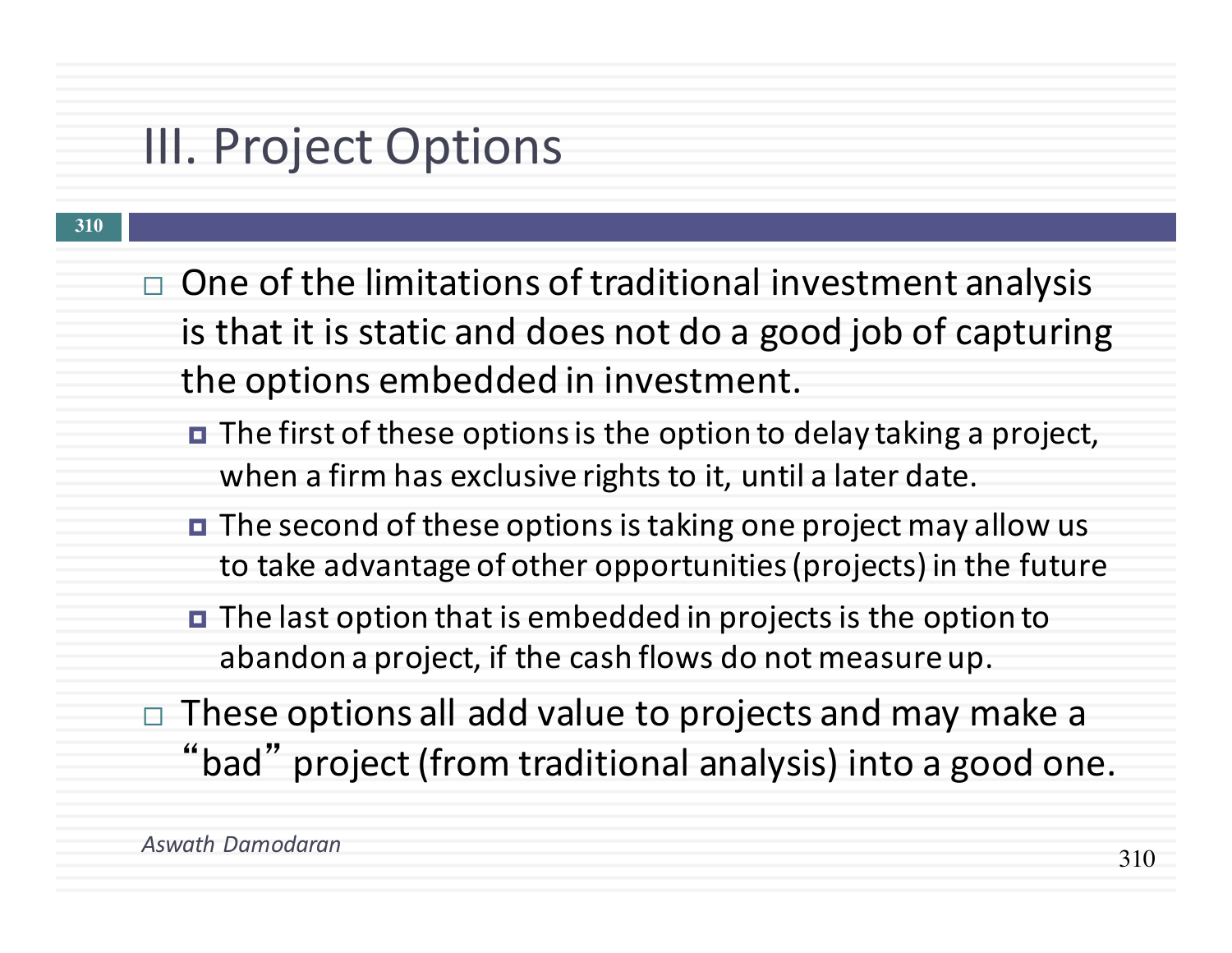# III. Project Options

- One of the limitations of traditional investment analysis is that it is static and does not do a good job of capturing the options embedded in investment.
  - The first of these options is the option to delay taking a project, when a firm has exclusive rights to it, until a later date.
  - The second of these options is taking one project may allow us to take advantage of other opportunities (projects) in the future
  - The last option that is embedded in projects is the option to abandon a project, if the cash flows do not measure up.
- These options all add value to projects and may make a "bad" project (from traditional analysis) into a good one.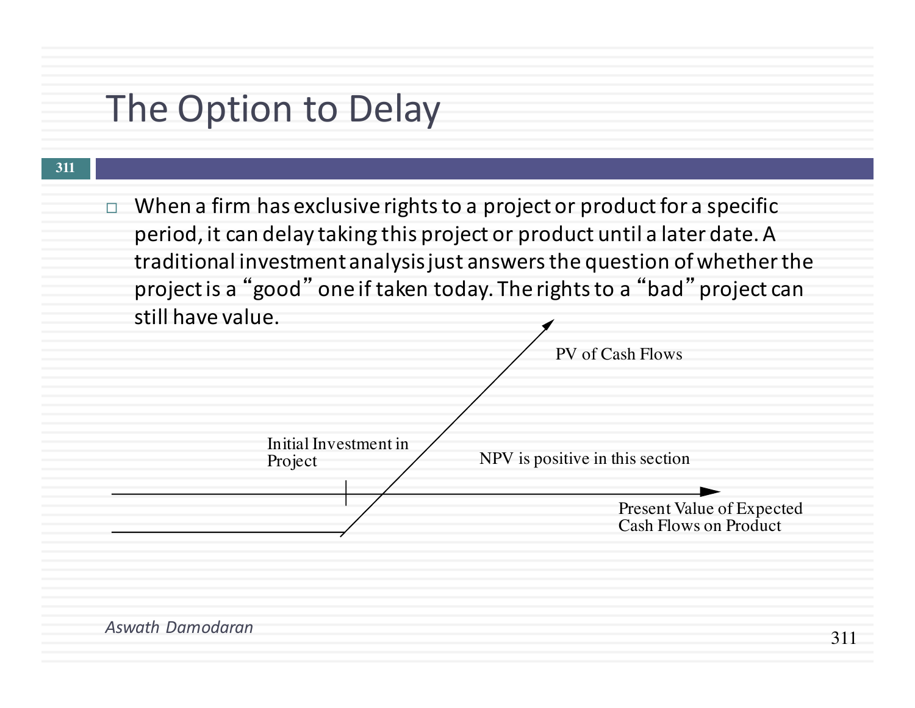# The Option to Delay

- When a firm has exclusive rights to a project or product for a specific period, it can delay taking this project or product until a later date. A traditional investment analysis just answers the question of whether the project is a "good" one if taken today. The rights to a "bad" project can still have value.

PV of Cash Flows

Initial Investment in Project

NPV is positive in this section

Present Value of Expected Cash Flows on Product

*Aswath Damodaran*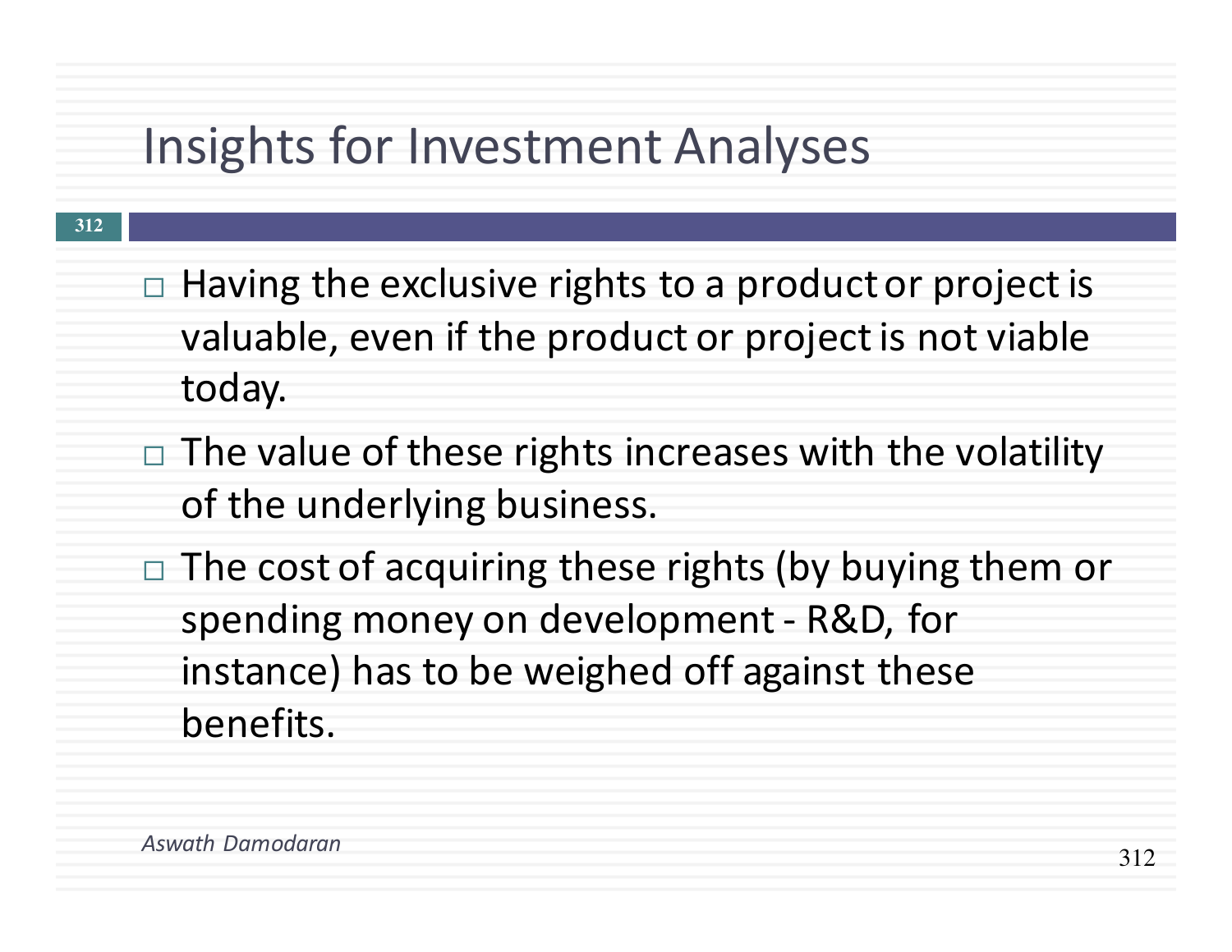# Insights for Investment Analyses

- Having the exclusive rights to a product or project is valuable, even if the product or project is not viable today.
- The value of these rights increases with the volatility of the underlying business.
- The cost of acquiring these rights (by buying them or spending money on development - R&D, for instance) has to be weighed off against these benefits.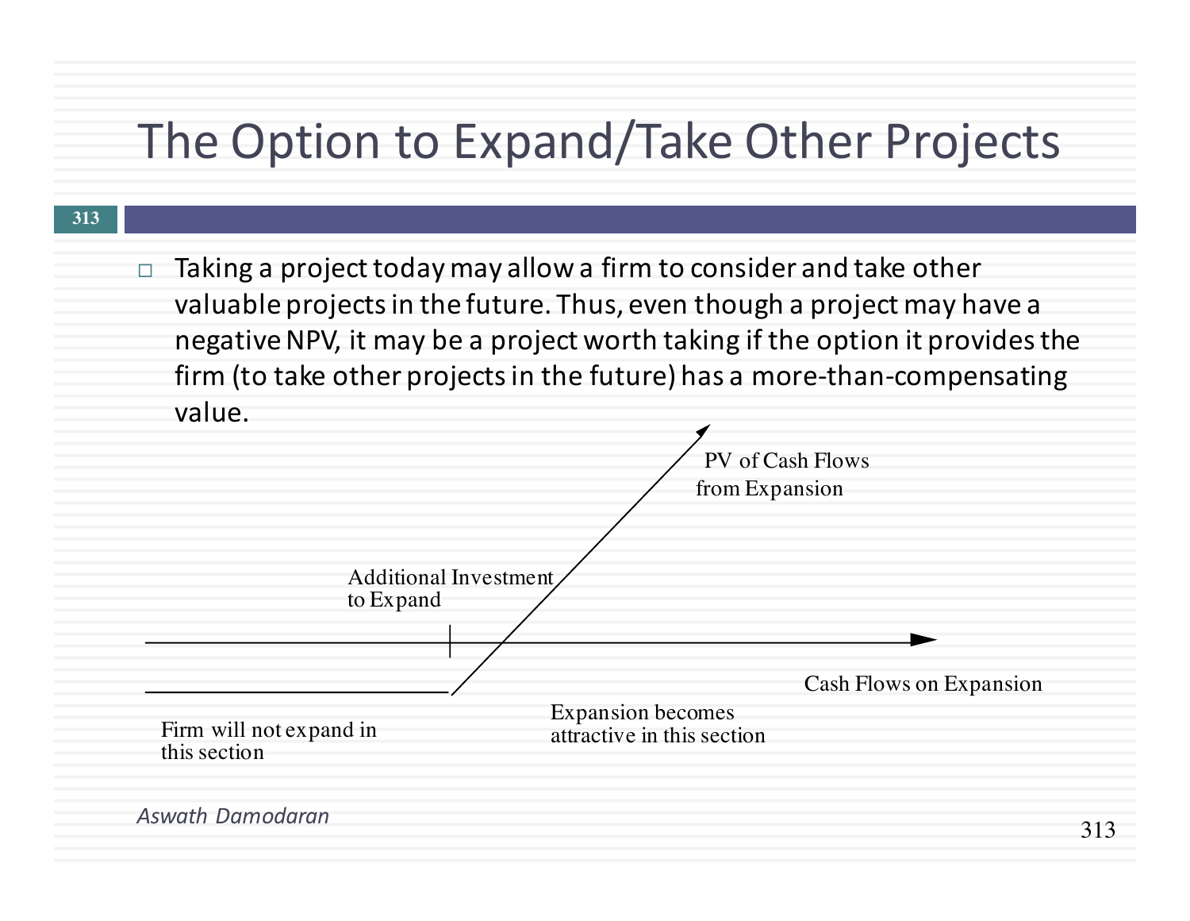# The Option to Expand/Take Other Projects

- Taking a project today may allow a firm to consider and take other valuable projects in the future. Thus, even though a project may have a negative NPV, it may be a project worth taking if the option it provides the firm (to take other projects in the future) has a more-than-compensating value.

PV of Cash Flows from Expansion

Additional Investment to Expand

Cash Flows on Expansion

Firm will not expand in this section

Expansion becomes attractive in this section

*Aswath Damodaran*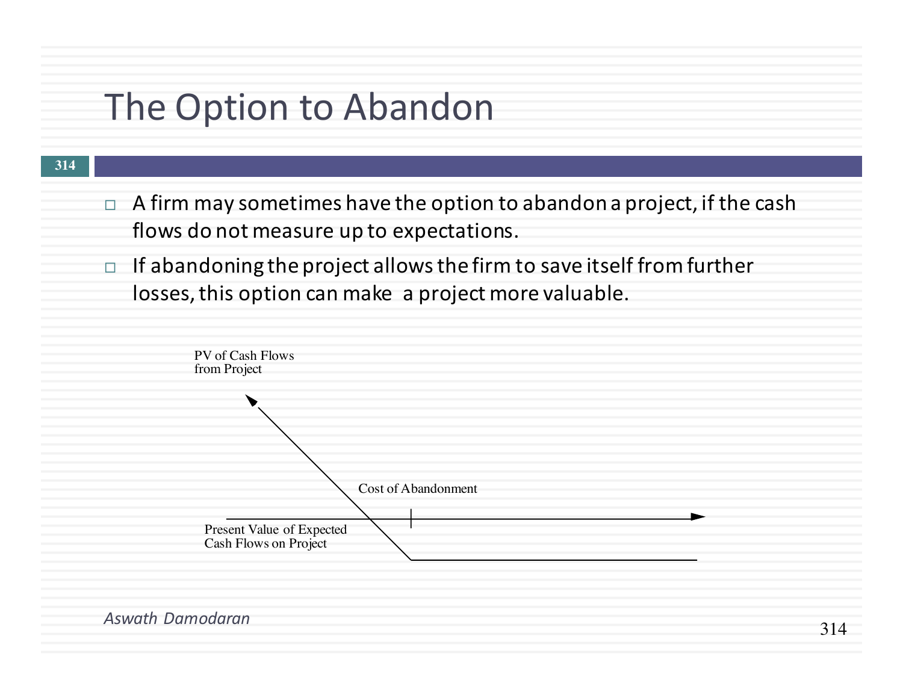# The Option to Abandon

- A firm may sometimes have the option to abandon a project, if the cash flows do not measure up to expectations.
- If abandoning the project allows the firm to save itself from further losses, this option can make a project more valuable.

PV of Cash Flows from Project

Cost of Abandonment

Present Value of Expected Cash Flows on Project

*Aswath Damodaran*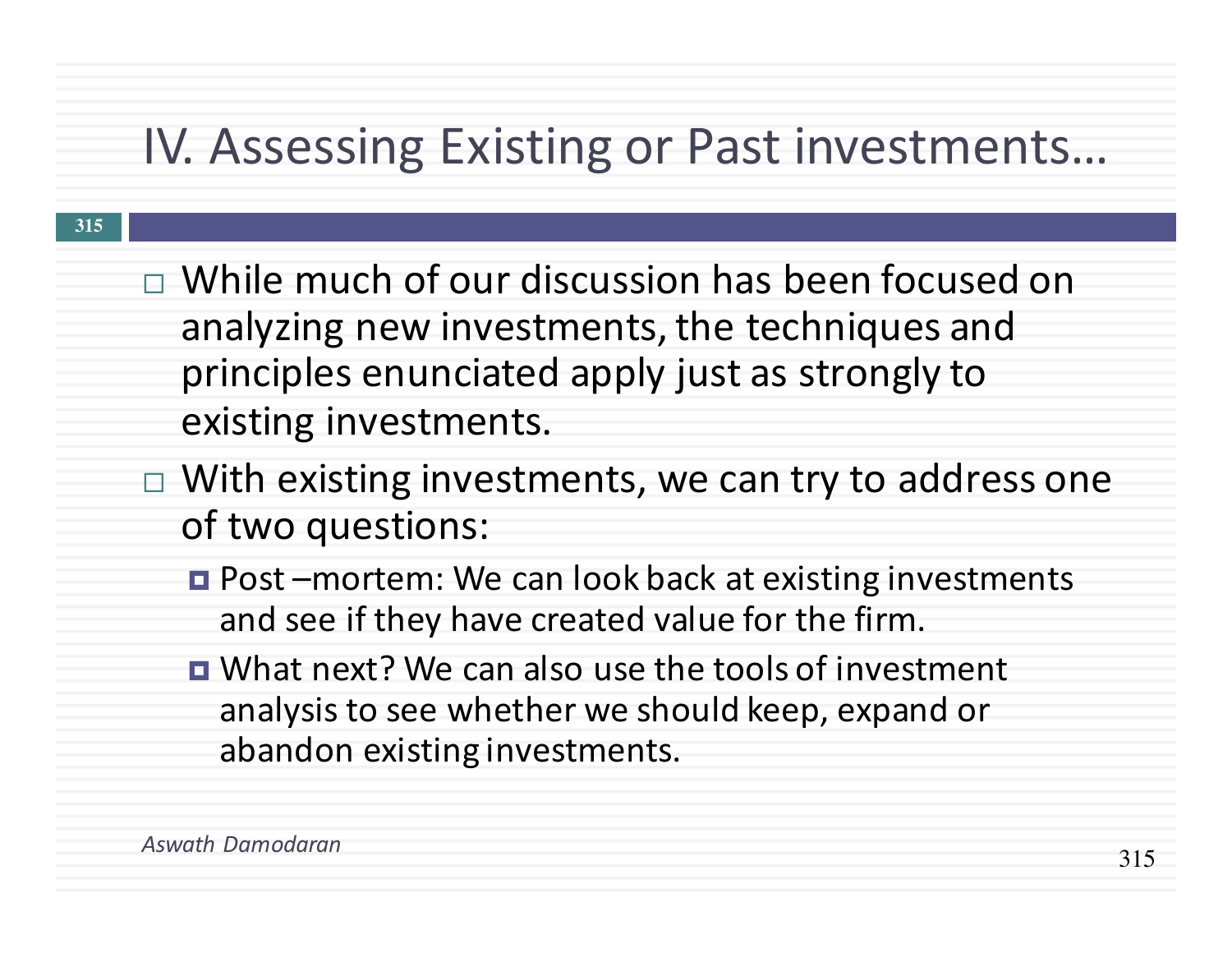# IV. Assessing Existing or Past investments…

- While much of our discussion has been focused on analyzing new investments, the techniques and principles enunciated apply just as strongly to existing investments.
- With existing investments, we can try to address one of two questions:
  - Post –mortem: We can look back at existing investments and see if they have created value for the firm.
  - What next? We can also use the tools of investment analysis to see whether we should keep, expand or abandon existing investments.

*Aswath Damodaran*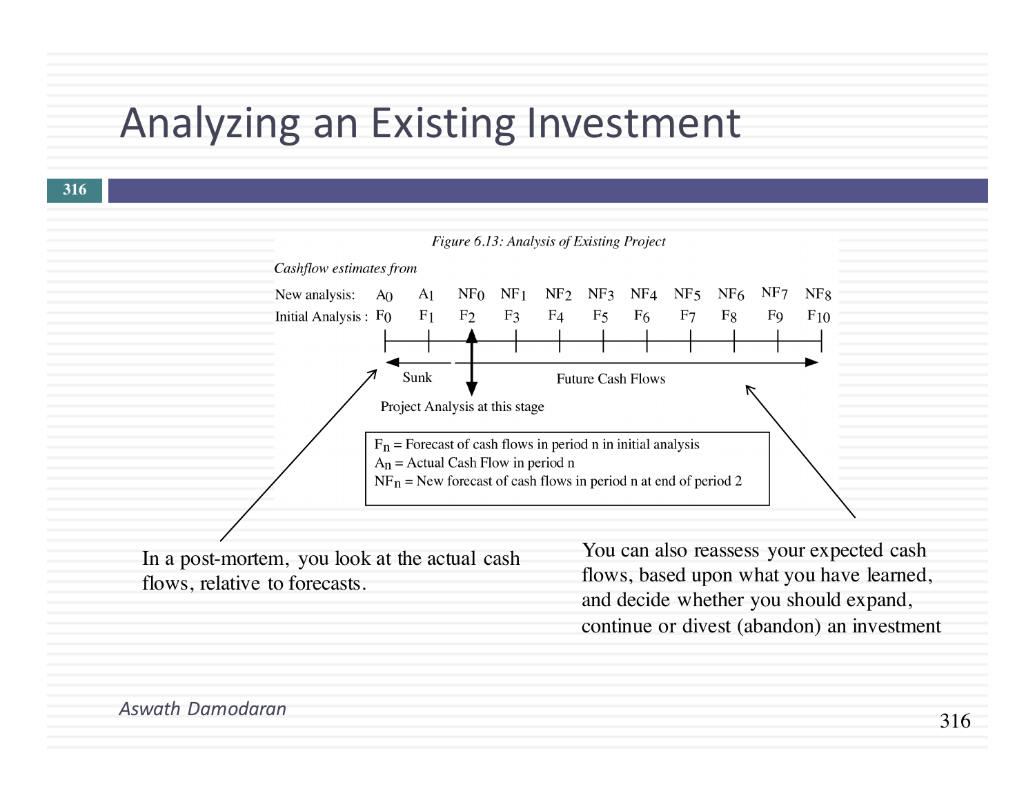# Analyzing an Existing Install

*Figure 6.13: Analysis of Existing Project*

*Cashflow estimates from*

New analysis: $A_0$ $A_1$ $NF_0$ $NF_1$ $NF_2$ $NF_3$ $NF_4$ $NF_5$ $NF_6$ $NF_7$ $NF_8$

Initial Analysis : $F_0$ $F_1$ $F_2$ $F_3$ $F_4$ $F_5$ $F_6$ $F_7$ $F_8$ $F_9$ $F_{10}$

Sunk

Future Cash Flows

Project Analysis at this stage

$F_n$ = Forecast of cash flows in period n in initial analysis
$A_n$ = Actual Cash Flow in period n
$NF_n$ = New forecast of cash flows in period n at end of period 2

In a post-mortem, you look at the actual cash flows, relative to forecasts.

You can also reassess your expected cash flows, based upon what you have learned, and decide whether you should expand, continue or divest (abandon) an investment

# Analyzing an Existing Investment

*Figure 6.13: Analysis of Existing Project*

*Cashflow estimates from*

New analysis: $A_0$ $A_1$ $NF_0$ $NF_1$ $NF_2$ $NF_3$ $NF_4$ $NF_5$ $NF_6$ $NF_7$ $NF_8$

Initial Analysis : $F_0$ $F_1$ $F_2$ $F_3$ $F_4$ $F_5$ $F_6$ $F_7$ $F_8$ $F_9$ $F_{10}$

Sunk

Future Cash Flows

Project Analysis at this stage

$F_n$ = Forecast of cash flows in period n in initial analysis
$A_n$ = Actual Cash Flow in period n
$NF_n$ = New forecast of cash flows in period n at end of period 2

In a post-mortem, you look at the actual cash flows, relative to forecasts.

You can also reassess your expected cash flows, based upon what you have learned, and decide whether you should expand, continue or divest (abandon) an investment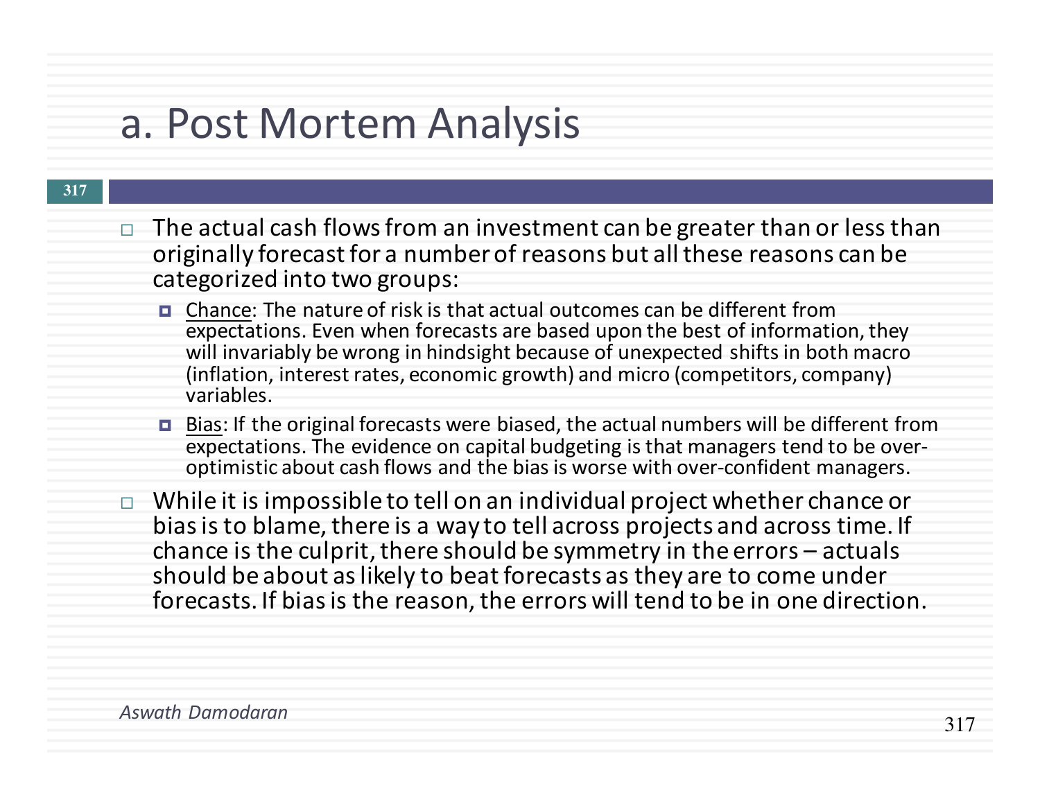# a. Post Mortem Analysis

- The actual cash flows from an investment can be greater than or less than originally forecast for a number of reasons but all these reasons can be categorized into two groups:
  - Chance: The nature of risk is that actual outcomes can be different from expectations. Even when forecasts are based upon the best of information, they will invariably be wrong in hindsight because of unexpected shifts in both macro (inflation, interest rates, economic growth) and micro (competitors, company) variables.
  - Bias: If the original forecasts were biased, the actual numbers will be different from expectations. The evidence on capital budgeting is that managers tend to be over-optimistic about cash flows and the bias is worse with over-confident managers.
- While it is impossible to tell on an individual project whether chance or bias is to blame, there is a way to tell across projects and across time. If chance is the culprit, there should be symmetry in the errors – actuals should be about as likely to beat forecasts as they are to come under forecasts. If bias is the reason, the errors will tend to be in one direction.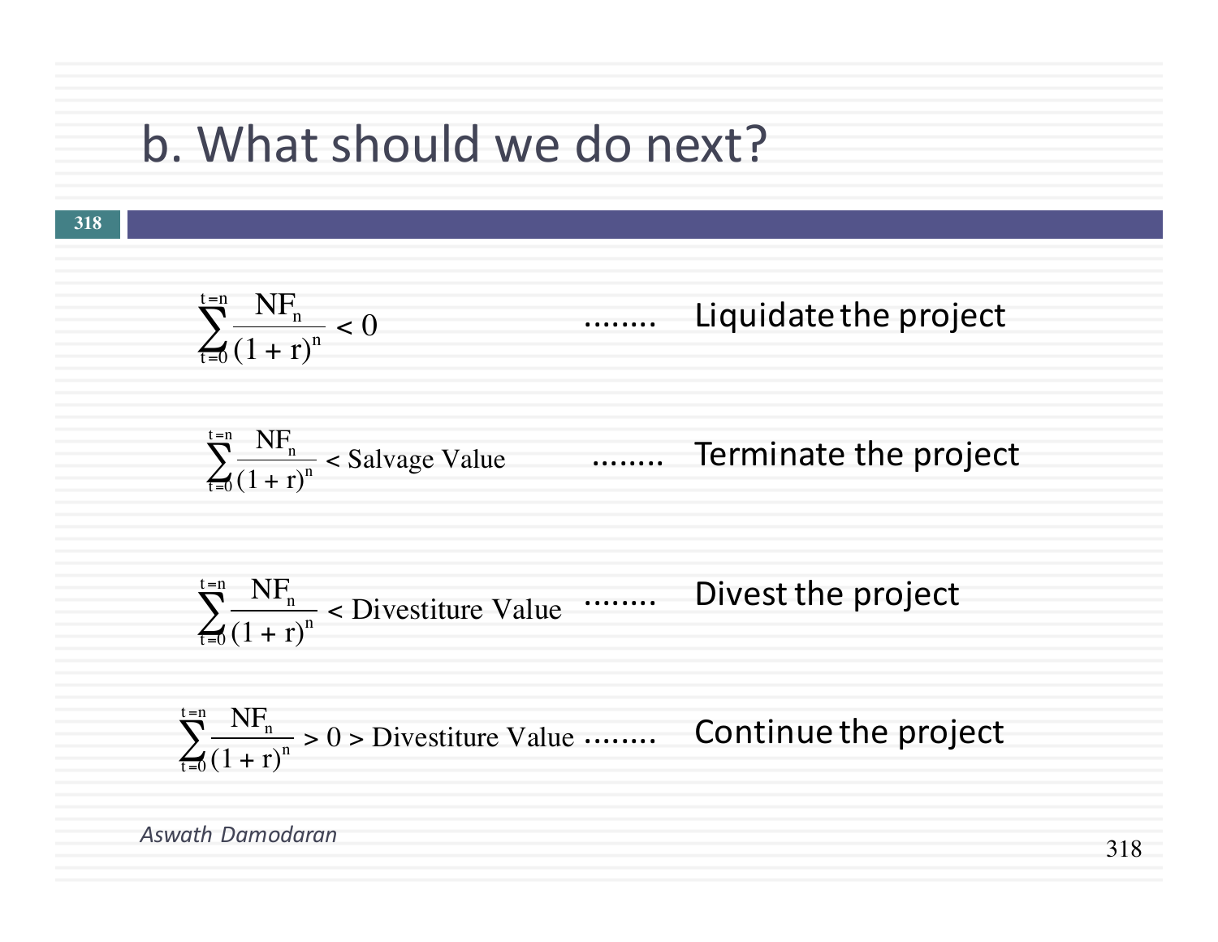## b. What should we do next?

$$\sum_{t=0}^{t=n} \frac{NF_n}{(1+r)^n} < 0$$ ........ Liquidate the project

$$\sum_{t=0}^{t=n} \frac{NF_n}{(1+r)^n} < \text{Salvage Value}$$ ........ Terminate the project

$$\sum_{t=0}^{t=n} \frac{NF_n}{(1+r)^n} < \text{Divestiture Value}$$ ........ Divest the project

$$\sum_{t=0}^{t=n} \frac{NF_n}{(1+r)^n} > 0 > \text{Divestiture Value}$$ ........ Continue the project

*Aswath Damodaran*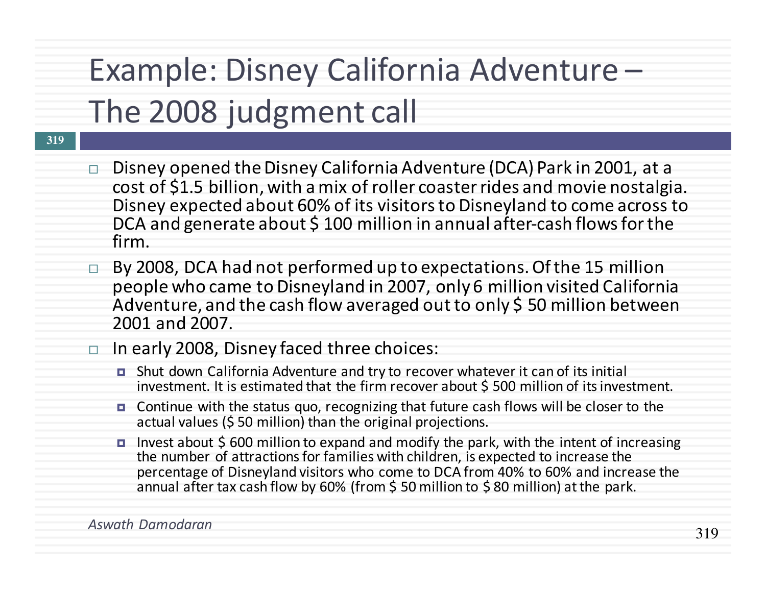# Example: Disney California Adventure – The 2008 judgment call

- Disney opened the Disney California Adventure (DCA) Park in 2001, at a cost of $1.5 billion, with a mix of roller coaster rides and movie nostalgia. Disney expected about 60% of its visitors to Disneyland to come across to DCA and generate about $ 100 million in annual after-cash flows for the firm.
- By 2008, DCA had not performed up to expectations. Of the 15 million people who came to Disneyland in 2007, only 6 million visited California Adventure, and the cash flow averaged out to only $ 50 million between 2001 and 2007.
- In early 2008, Disney faced three choices:
  - Shut down California Adventure and try to recover whatever it can of its initial investment. It is estimated that the firm recover about $ 500 million of its investment.
  - Continue with the status quo, recognizing that future cash flows will be closer to the actual values ($ 50 million) than the original projections.
  - Invest about $ 600 million to expand and modify the park, with the intent of increasing the number of attractions for families with children, is expected to increase the percentage of Disneyland visitors who come to DCA from 40% to 60% and increase the annual after tax cash flow by 60% (from $ 50 million to $ 80 million) at the park.

*Aswath Damodaran*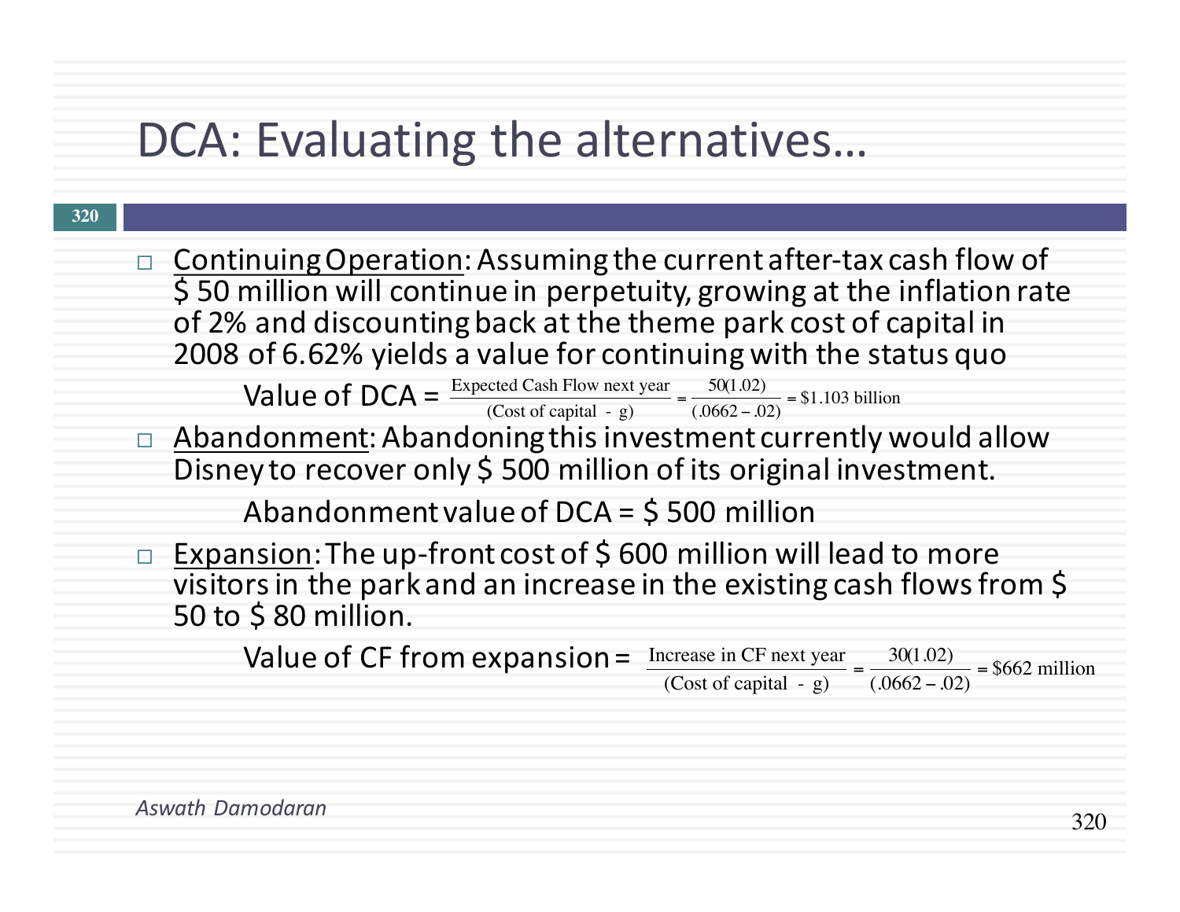# DCA: Evaluating the alternatives…

- Continuing Operation: Assuming the current after-tax cash flow of $ 50 million will continue in perpetuity, growing at the inflation rate of 2% and discounting back at the theme park cost of capital in 2008 of 6.62% yields a value for continuing with the status quo

$$\text{Value of DCA} = \frac{\text{Expected Cash Flow next year}}{(\text{Cost of capital} - g)} = \frac{50(1.02)}{(.0662 - .02)} = \$1.103 \text{ billion}$$

- Abandonment: Abandoning this investment currently would allow Disney to recover only $ 500 million of its original investment.

  Abandonment value of DCA = $ 500 million

- Expansion: The up-front cost of $ 600 million will lead to more visitors in the park and an increase in the existing cash flows from $ 50 to $ 80 million.

$$\text{Value of CF from expansion} = \frac{\text{Increase in CF next year}}{(\text{Cost of capital} - g)} = \frac{30(1.02)}{(.0662 - .02)} = \$662 \text{ million}$$

*Aswath Damodaran*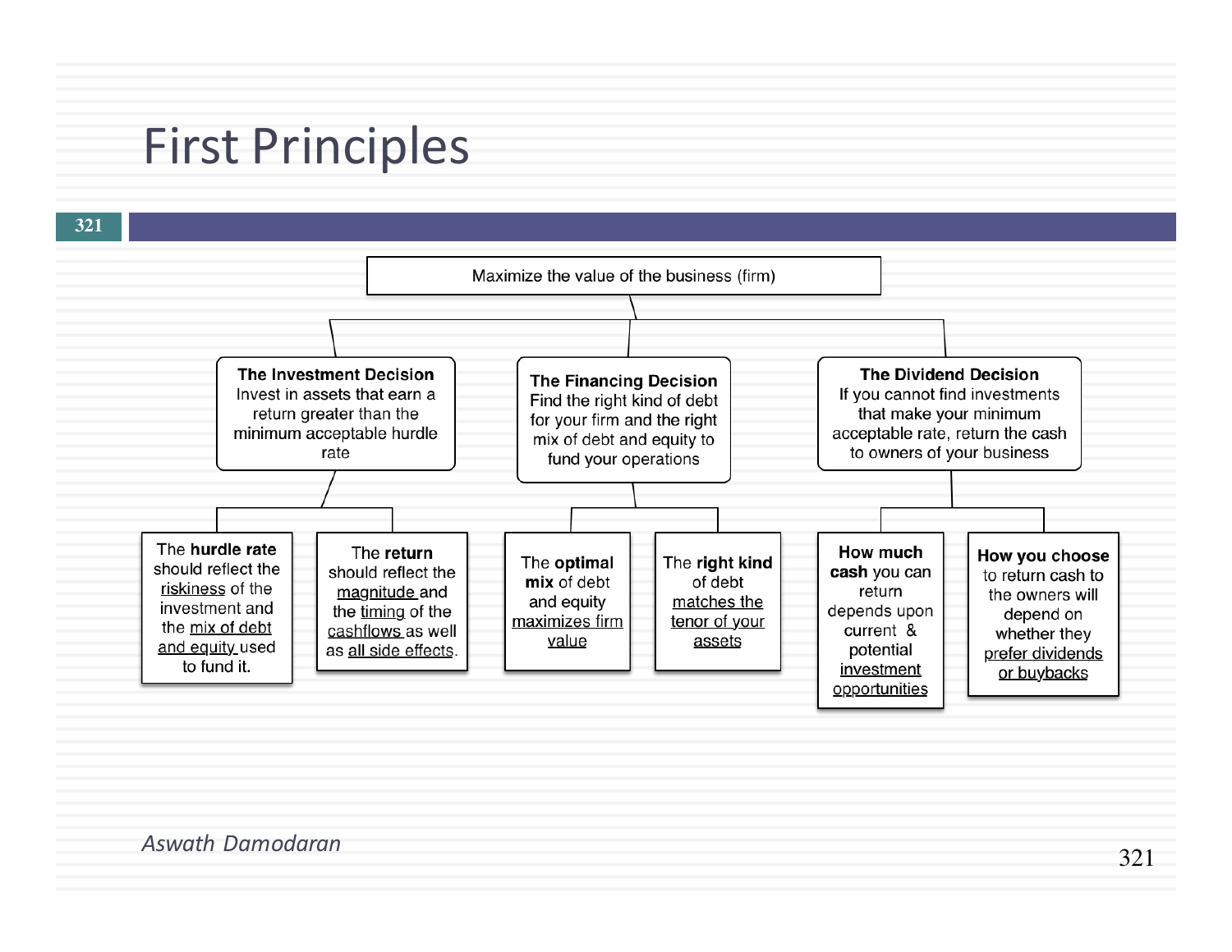# First Principles

Maximize the value of the business (firm)

**The Investment Decision**
Invest in assets that earn a return greater than the minimum acceptable hurdle rate

- The **hurdle rate** should reflect the riskiness of the investment and the mix of debt and equity used to fund it.
- The **return** should reflect the magnitude and the timing of the cashflows as well as all side effects.

**The Financing Decision**
Find the right kind of debt for your firm and the right mix of debt and equity to fund your operations

- The **optimal mix** of debt and equity maximizes firm value
- The **right kind** of debt matches the tenor of your assets

**The Dividend Decision**
If you cannot find investments that make your minimum acceptable rate, return the cash to owners of your business

- **How much cash** you can return depends upon current & potential investment opportunities
- **How you choose** to return cash to the owners will depend on whether they prefer dividends or buybacks

*Aswath Damodaran*